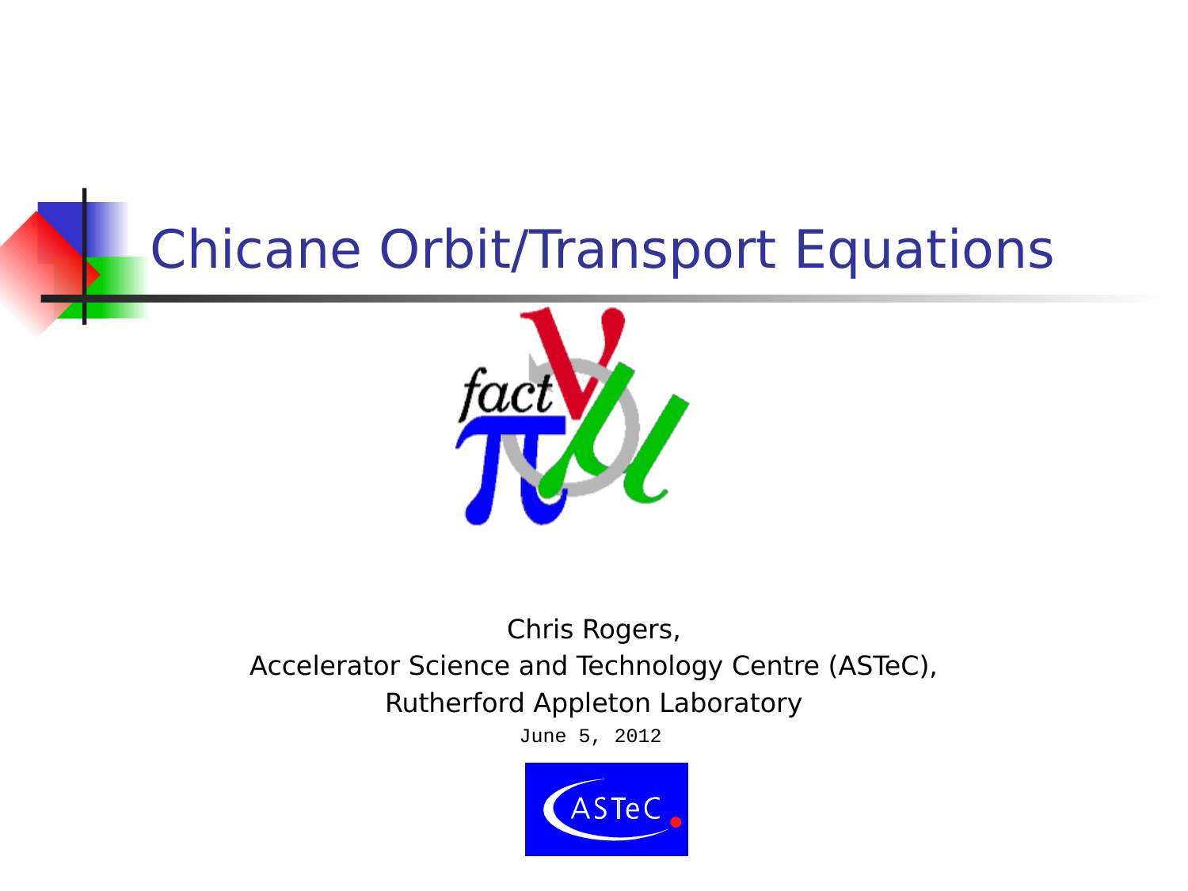# Chicane Orbit/Transport Equations

Chris Rogers,

Accelerator Science and Technology Centre (ASTeC),

Rutherford Appleton Laboratory

June 5, 2012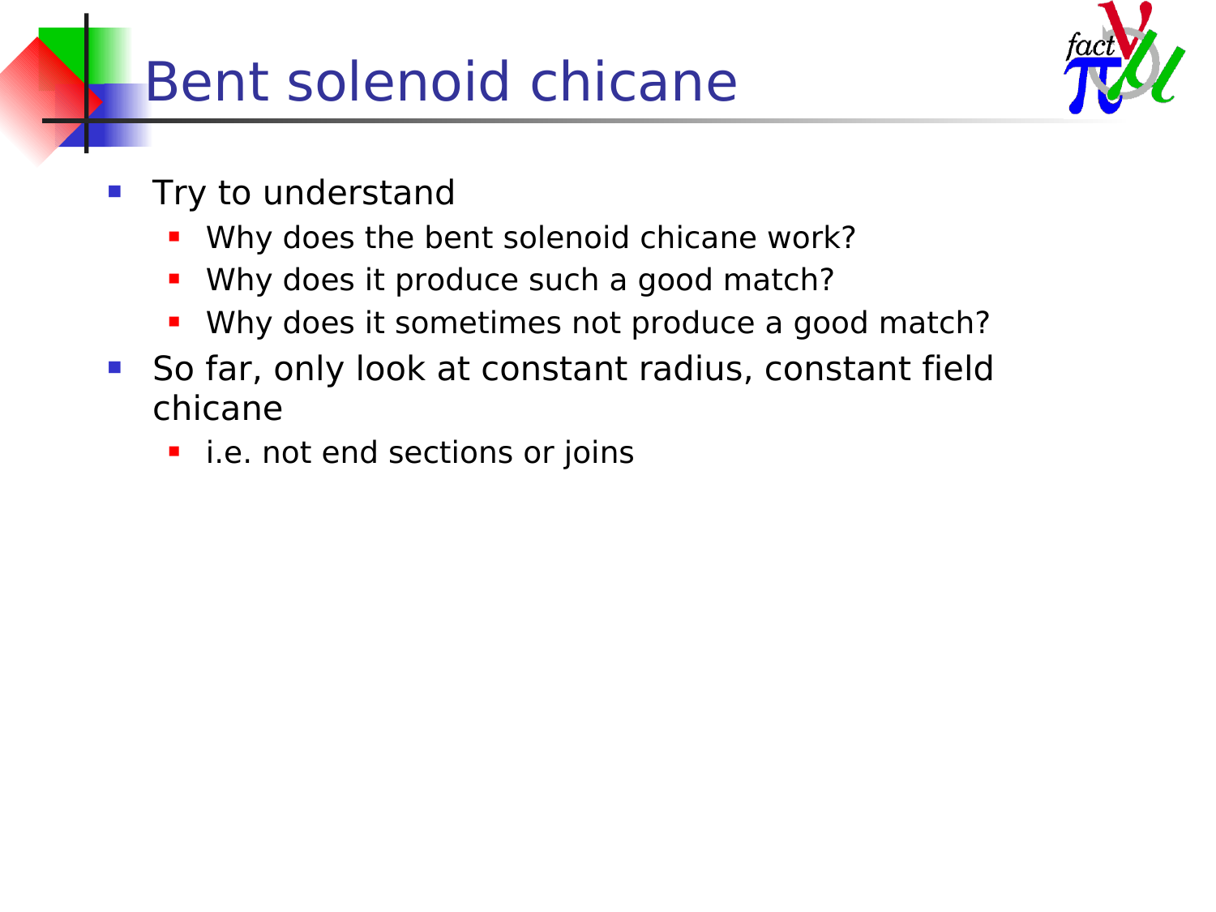# Bent solenoid chicane

- Try to understand
  - Why does the bent solenoid chicane work?
  - Why does it produce such a good match?
  - Why does it sometimes not produce a good match?
- So far, only look at constant radius, constant field chicane
  - i.e. not end sections or joins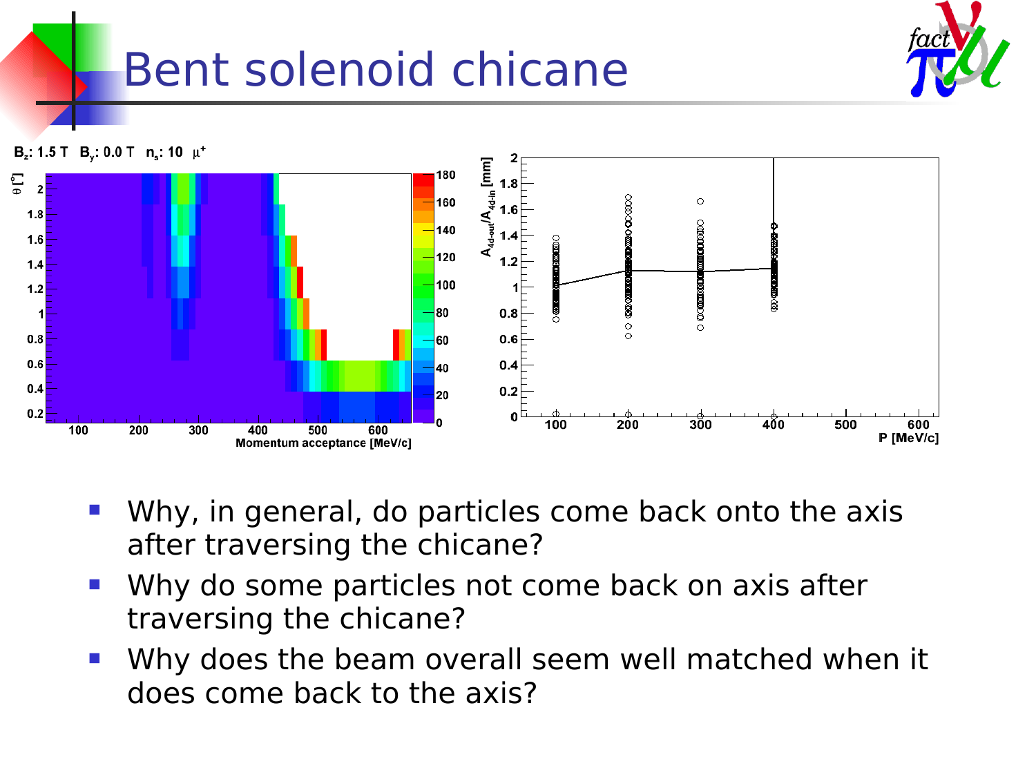# Bent solenoid chicane

$B_z$: 1.5 T  $B_y$: 0.0 T  $n_s$: 10  $\mu^+$

- Why, in general, do particles come back onto the axis after traversing the chicane?
- Why do some particles not come back on axis after traversing the chicane?
- Why does the beam overall seem well matched when it does come back to the axis?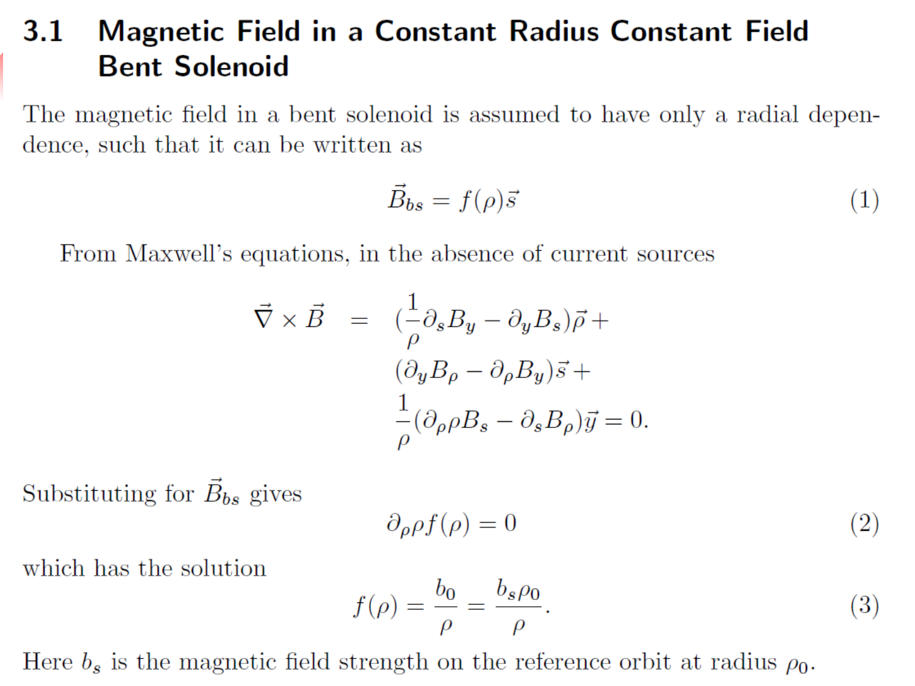## 3.1 Magnetic Field in a Constant Radius Constant Field Bent Solenoid

The magnetic field in a bent solenoid is assumed to have only a radial dependence, such that it can be written as

$$\vec{B}_{bs} = f(\rho)\vec{s} \tag{1}$$

From Maxwell's equations, in the absence of current sources

$$\begin{aligned}
\vec{\nabla} \times \vec{B} \;=\; & (\frac{1}{\rho}\partial_s B_y - \partial_y B_s)\vec{\rho} + \\
& (\partial_y B_\rho - \partial_\rho B_y)\vec{s} + \\
& \frac{1}{\rho}(\partial_\rho \rho B_s - \partial_s B_\rho)\vec{y} = 0.
\end{aligned}$$

Substituting for $\vec{B}_{bs}$ gives

$$\partial_\rho \rho f(\rho) = 0 \tag{2}$$

which has the solution

$$f(\rho) = \frac{b_0}{\rho} = \frac{b_s \rho_0}{\rho}. \tag{3}$$

Here $b_s$ is the magnetic field strength on the reference orbit at radius $\rho_0$.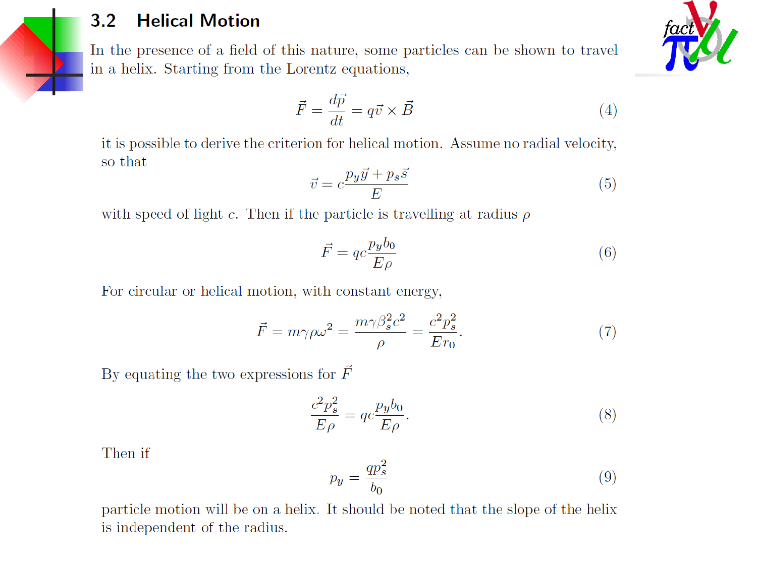### 3.2 Helical Motion

In the presence of a field of this nature, some particles can be shown to travel in a helix. Starting from the Lorentz equations,

$$\vec{F} = \frac{d\vec{p}}{dt} = q\vec{v} \times \vec{B} \tag{4}$$

it is possible to derive the criterion for helical motion. Assume no radial velocity, so that

$$\vec{v} = c\frac{p_y\vec{y} + p_s\vec{s}}{E} \tag{5}$$

with speed of light $c$. Then if the particle is travelling at radius $\rho$

$$\vec{F} = qc\frac{p_y b_0}{E\rho} \tag{6}$$

For circular or helical motion, with constant energy,

$$\vec{F} = m\gamma\rho\omega^2 = \frac{m\gamma\beta_s^2c^2}{\rho} = \frac{c^2p_s^2}{Er_0}. \tag{7}$$

By equating the two expressions for $\vec{F}$

$$\frac{c^2p_s^2}{E\rho} = qc\frac{p_y b_0}{E\rho}. \tag{8}$$

Then if

$$p_y = \frac{qp_s^2}{b_0} \tag{9}$$

particle motion will be on a helix. It should be noted that the slope of the helix is independent of the radius.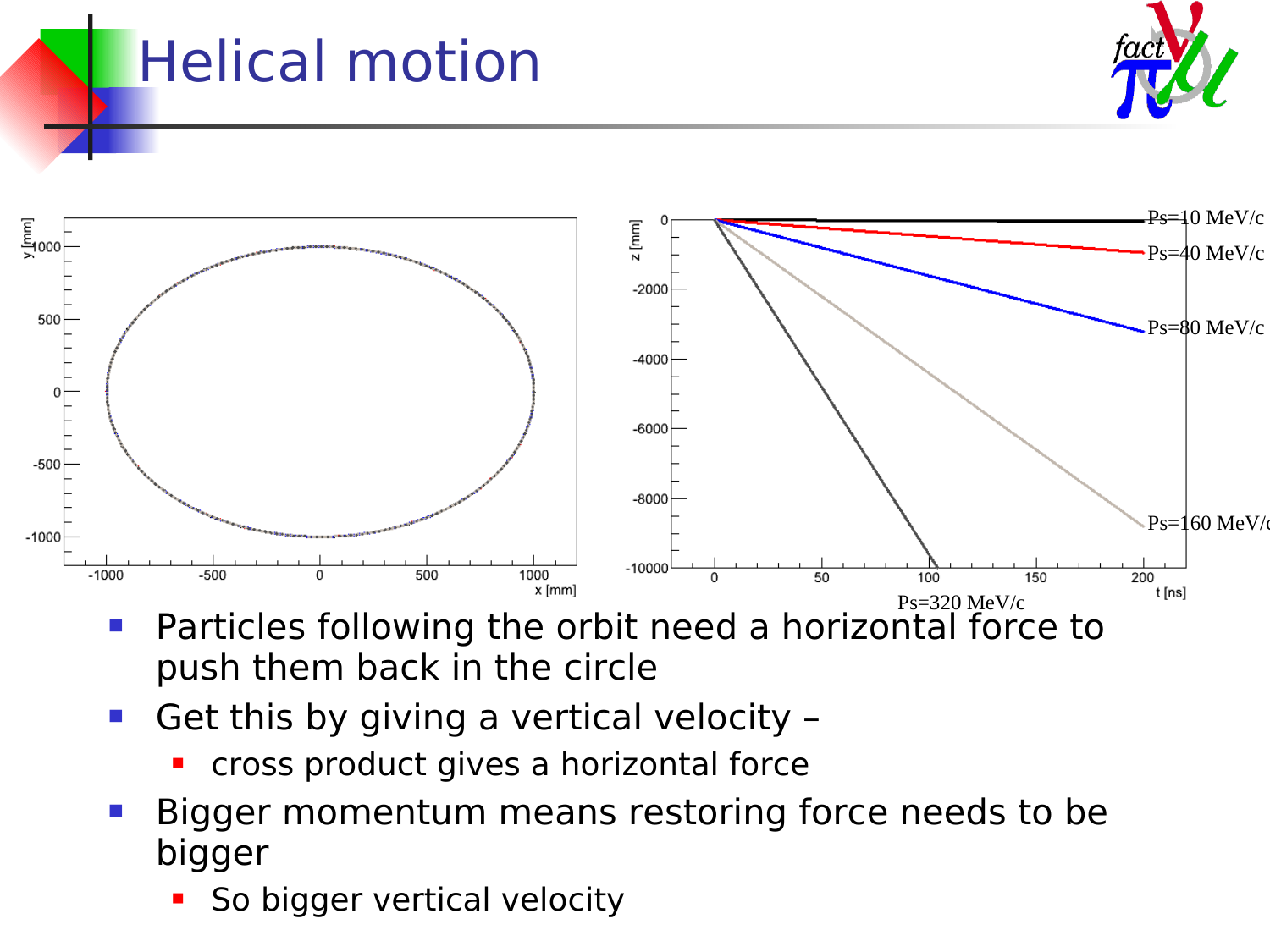# Helical motion

- Particles following the orbit need a horizontal force to push them back in the circle
- Get this by giving a vertical velocity –
  - cross product gives a horizontal force
- Bigger momentum means restoring force needs to be bigger
  - So bigger vertical velocity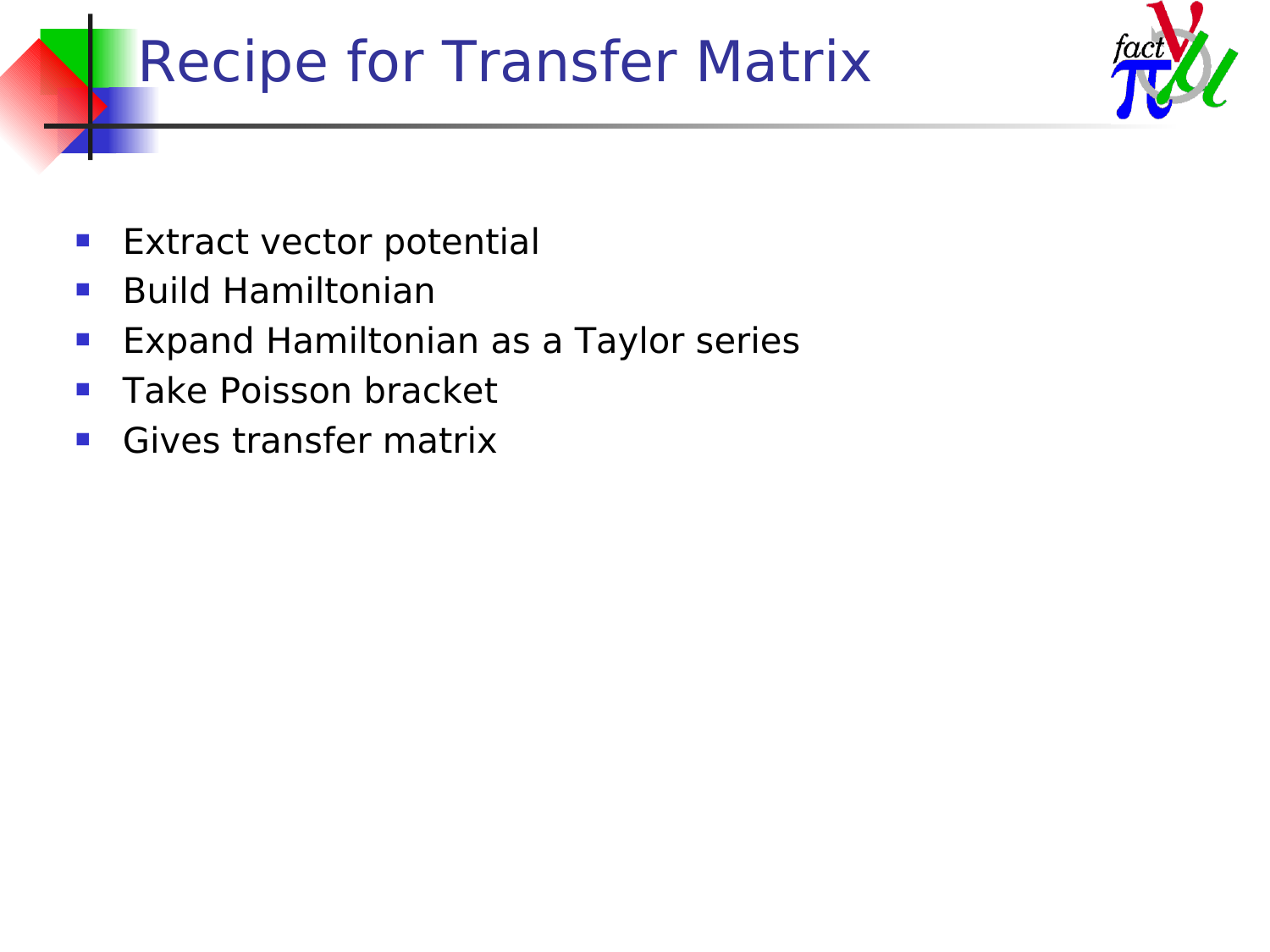# Recipe for Transfer Matrix

- Extract vector potential
- Build Hamiltonian
- Expand Hamiltonian as a Taylor series
- Take Poisson bracket
- Gives transfer matrix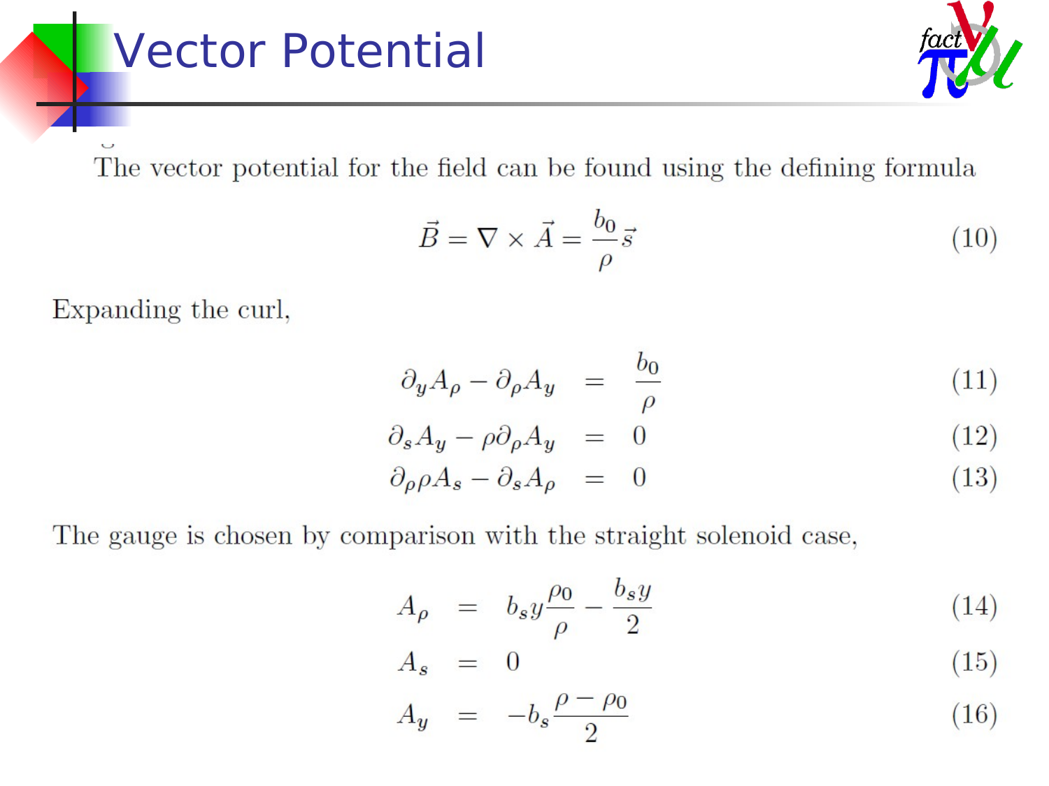# Vector Potential

The vector potential for the field can be found using the defining formula

$$\vec{B} = \nabla \times \vec{A} = \frac{b_0}{\rho}\vec{s} \tag{10}$$

Expanding the curl,

$$\begin{aligned}
\partial_y A_\rho - \partial_\rho A_y &= \frac{b_0}{\rho} && (11)\\
\partial_s A_y - \rho \partial_\rho A_y &= 0 && (12)\\
\partial_\rho \rho A_s - \partial_s A_\rho &= 0 && (13)
\end{aligned}$$

The gauge is chosen by comparison with the straight solenoid case,

$$\begin{aligned}
A_\rho &= b_s y \frac{\rho_0}{\rho} - \frac{b_s y}{2} && (14)\\
A_s &= 0 && (15)\\
A_y &= -b_s \frac{\rho - \rho_0}{2} && (16)
\end{aligned}$$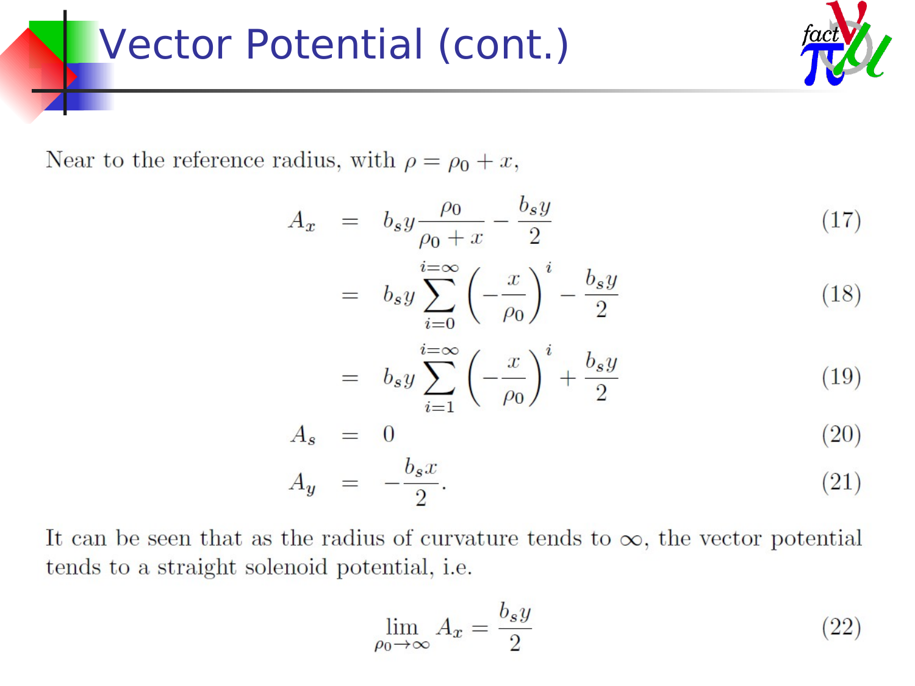# Vector Potential (cont.)

Near to the reference radius, with $\rho = \rho_0 + x$,

$$
\begin{aligned}
A_x &= b_s y \frac{\rho_0}{\rho_0 + x} - \frac{b_s y}{2} && (17) \\
&= b_s y \sum_{i=0}^{i=\infty} \left( -\frac{x}{\rho_0} \right)^i - \frac{b_s y}{2} && (18) \\
&= b_s y \sum_{i=1}^{i=\infty} \left( -\frac{x}{\rho_0} \right)^i + \frac{b_s y}{2} && (19) \\
A_s &= 0 && (20) \\
A_y &= -\frac{b_s x}{2}. && (21)
\end{aligned}
$$

It can be seen that as the radius of curvature tends to $\infty$, the vector potential tends to a straight solenoid potential, i.e.

$$
\lim_{\rho_0 \to \infty} A_x = \frac{b_s y}{2} \qquad (22)
$$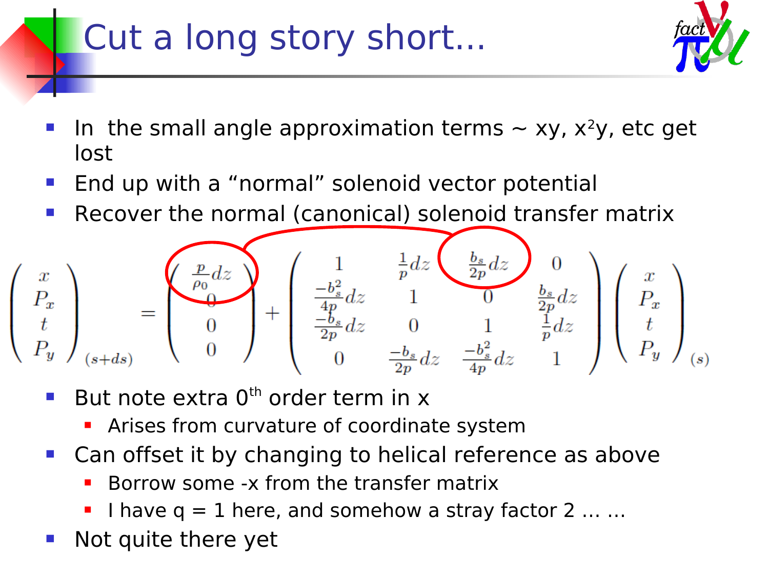# Cut a long story short...

- In the small angle approximation terms ~ xy, $x^2$y, etc get lost
- End up with a "normal" solenoid vector potential
- Recover the normal (canonical) solenoid transfer matrix

$$
\begin{pmatrix} x \\ P_x \\ t \\ P_y \end{pmatrix}_{(s+ds)} = \begin{pmatrix} \frac{p}{\rho_0}dz \\ 0 \\ 0 \\ 0 \end{pmatrix} + \begin{pmatrix} 1 & \frac{1}{p}dz & \frac{b_s}{2p}dz & 0 \\ \frac{-b_s^2}{4p}dz & 1 & 0 & \frac{b_s}{2p}dz \\ \frac{-b_s}{2p}dz & 0 & 1 & \frac{1}{p}dz \\ 0 & \frac{-b_s}{2p}dz & \frac{-b_s^2}{4p}dz & 1 \end{pmatrix} \begin{pmatrix} x \\ P_x \\ t \\ P_y \end{pmatrix}_{(s)}
$$

- But note extra $0^{th}$ order term in x
  - Arises from curvature of coordinate system
- Can offset it by changing to helical reference as above
  - Borrow some -x from the transfer matrix
  - I have q = 1 here, and somehow a stray factor 2 ... ...
- Not quite there yet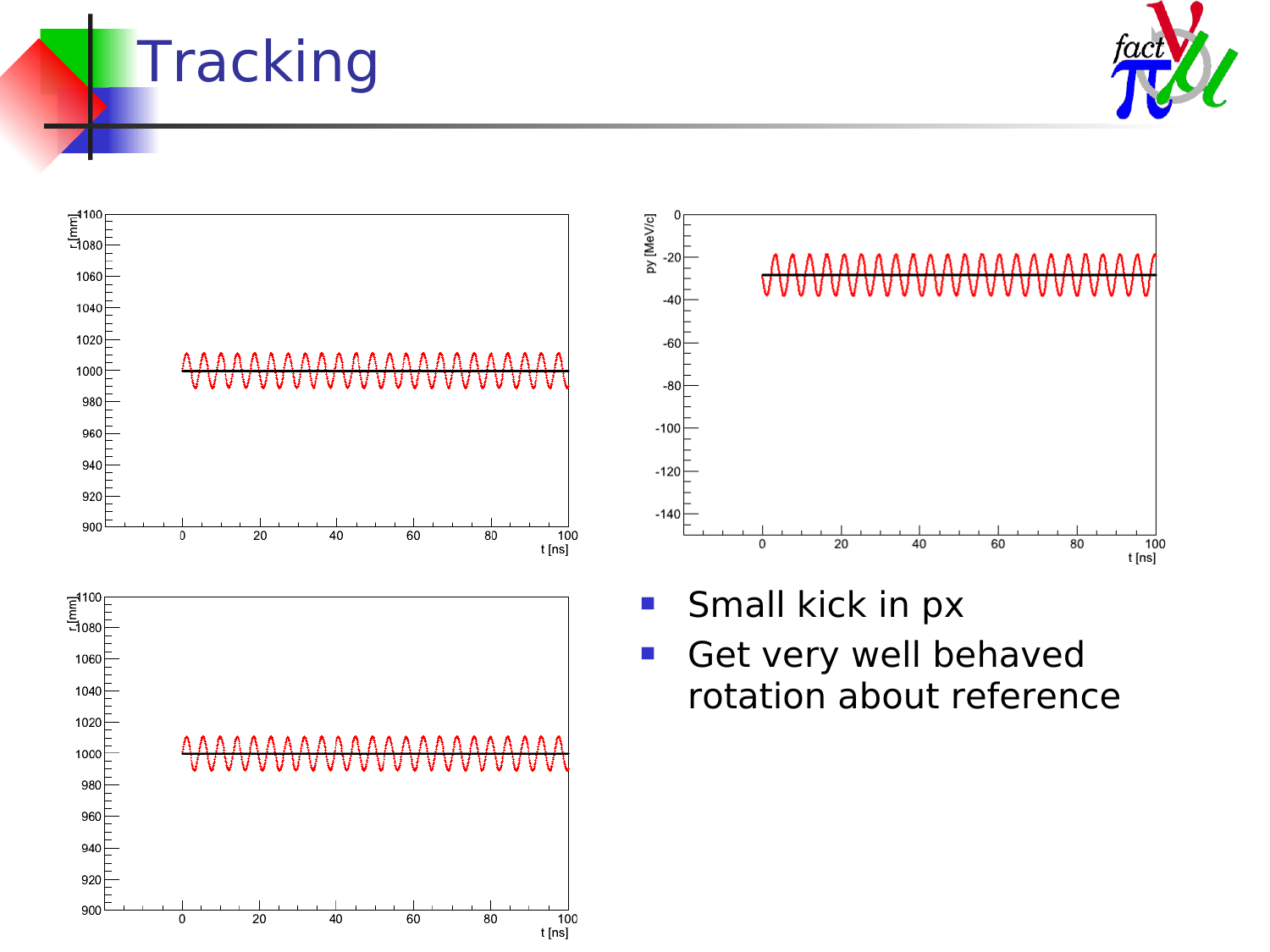# Tracking

- Small kick in px
- Get very well behaved rotation about reference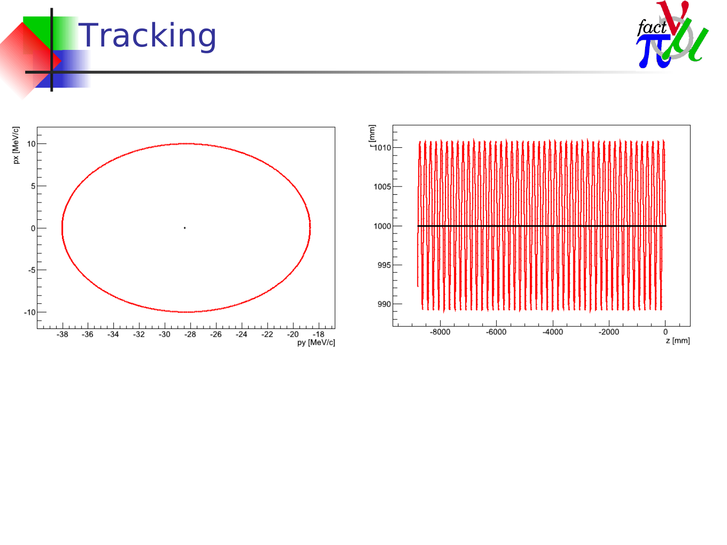# Tracking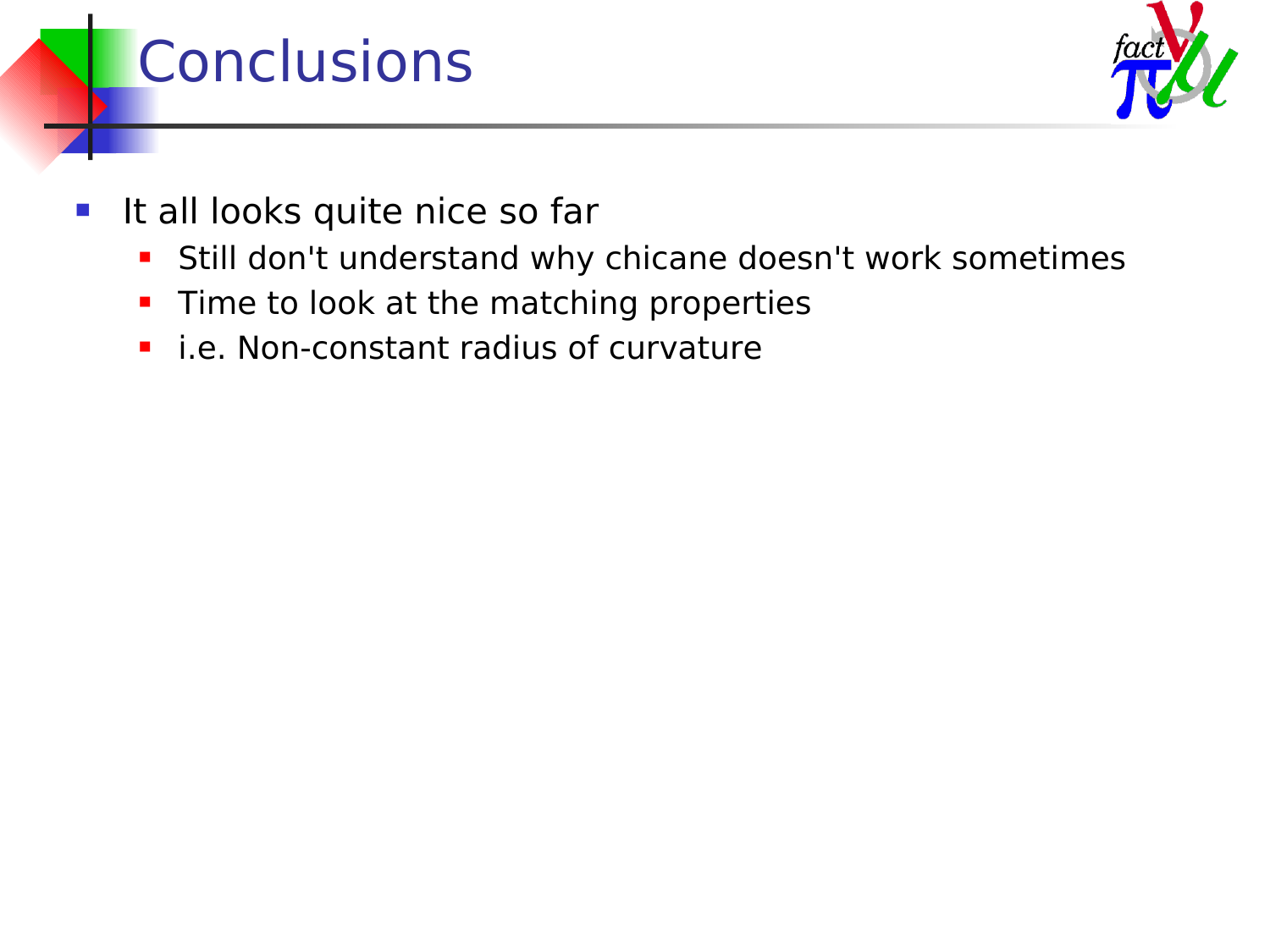# Conclusions

- It all looks quite nice so far
  - Still don't understand why chicane doesn't work sometimes
  - Time to look at the matching properties
  - i.e. Non-constant radius of curvature